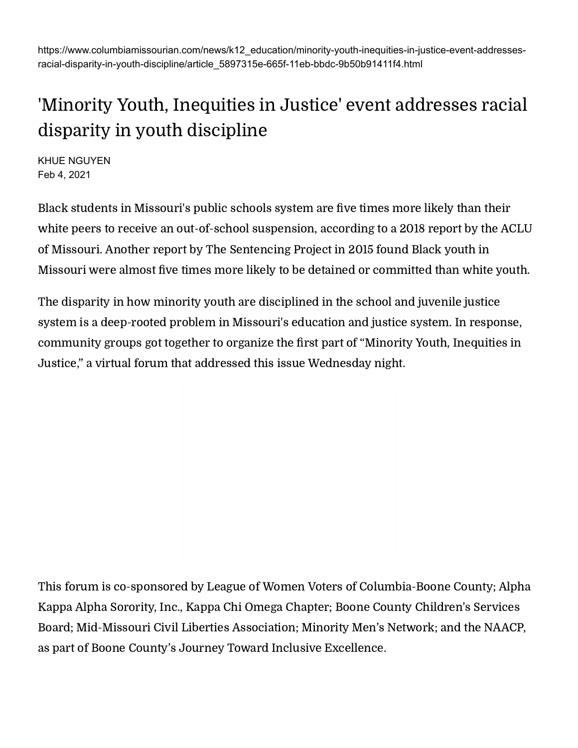https://www.columbiamissourian.com/news/k12_education/minority-youth-inequities-in-justice-event-addresses-racial-disparity-in-youth-discipline/article_5897315e-665f-11eb-bbdc-9b50b91411f4.html

# 'Minority Youth, Inequities in Justice' event addresses racial disparity in youth discipline

KHUE NGUYEN
Feb 4, 2021

Black students in Missouri's public schools system are five times more likely than their white peers to receive an out-of-school suspension, according to a 2018 report by the ACLU of Missouri. Another report by The Sentencing Project in 2015 found Black youth in Missouri were almost five times more likely to be detained or committed than white youth.

The disparity in how minority youth are disciplined in the school and juvenile justice system is a deep-rooted problem in Missouri's education and justice system. In response, community groups got together to organize the first part of "Minority Youth, Inequities in Justice," a virtual forum that addressed this issue Wednesday night.

This forum is co-sponsored by League of Women Voters of Columbia-Boone County; Alpha Kappa Alpha Sorority, Inc., Kappa Chi Omega Chapter; Boone County Children's Services Board; Mid-Missouri Civil Liberties Association; Minority Men's Network; and the NAACP, as part of Boone County's Journey Toward Inclusive Excellence.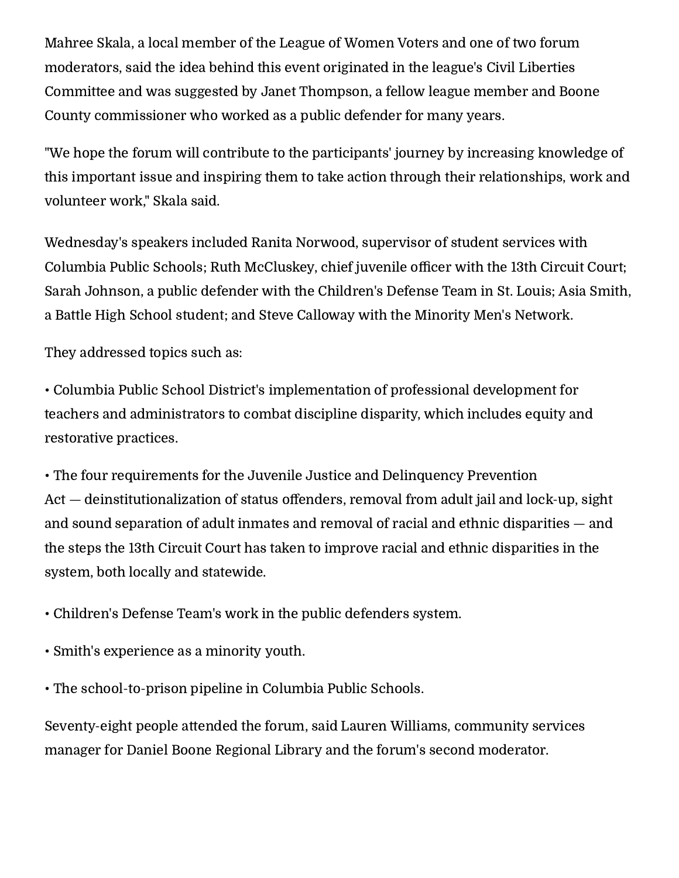Mahree Skala, a local member of the League of Women Voters and one of two forum moderators, said the idea behind this event originated in the league's Civil Liberties Committee and was suggested by Janet Thompson, a fellow league member and Boone County commissioner who worked as a public defender for many years.

"We hope the forum will contribute to the participants' journey by increasing knowledge of this important issue and inspiring them to take action through their relationships, work and volunteer work," Skala said.

Wednesday's speakers included Ranita Norwood, supervisor of student services with Columbia Public Schools; Ruth McCluskey, chief juvenile officer with the 13th Circuit Court; Sarah Johnson, a public defender with the Children's Defense Team in St. Louis; Asia Smith, a Battle High School student; and Steve Calloway with the Minority Men's Network.

They addressed topics such as:

• Columbia Public School District's implementation of professional development for teachers and administrators to combat discipline disparity, which includes equity and restorative practices.

• The four requirements for the Juvenile Justice and Delinquency Prevention Act — deinstitutionalization of status offenders, removal from adult jail and lock-up, sight and sound separation of adult inmates and removal of racial and ethnic disparities — and the steps the 13th Circuit Court has taken to improve racial and ethnic disparities in the system, both locally and statewide.

• Children's Defense Team's work in the public defenders system.

• Smith's experience as a minority youth.

• The school-to-prison pipeline in Columbia Public Schools.

Seventy-eight people attended the forum, said Lauren Williams, community services manager for Daniel Boone Regional Library and the forum's second moderator.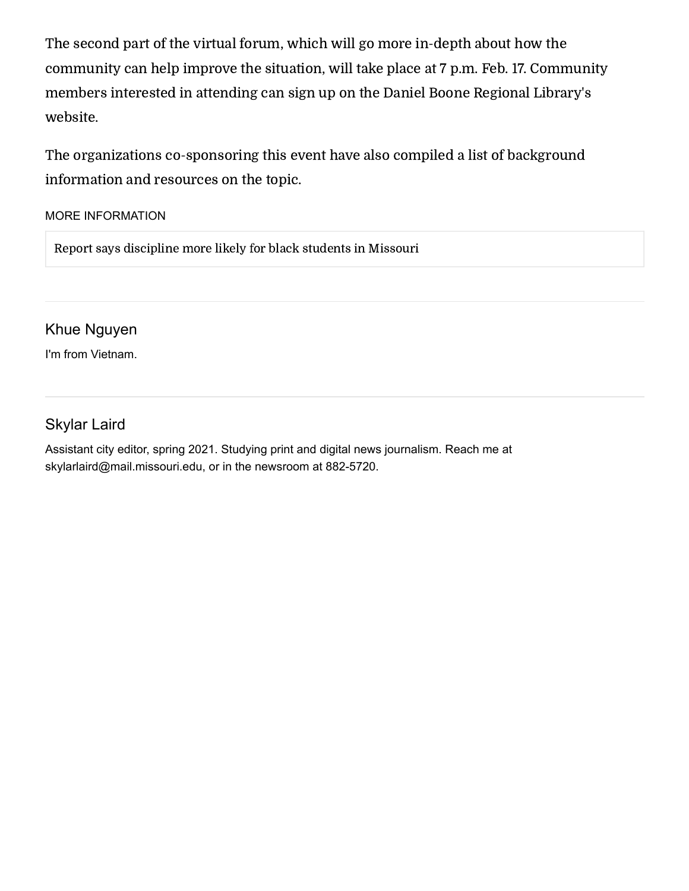The second part of the virtual forum, which will go more in-depth about how the community can help improve the situation, will take place at 7 p.m. Feb. 17. Community members interested in attending can sign up on the Daniel Boone Regional Library's website.

The organizations co-sponsoring this event have also compiled a list of background information and resources on the topic.

MORE INFORMATION

Report says discipline more likely for black students in Missouri

---

Khue Nguyen

I'm from Vietnam.

---

Skylar Laird

Assistant city editor, spring 2021. Studying print and digital news journalism. Reach me at skylarlaird@mail.missouri.edu, or in the newsroom at 882-5720.